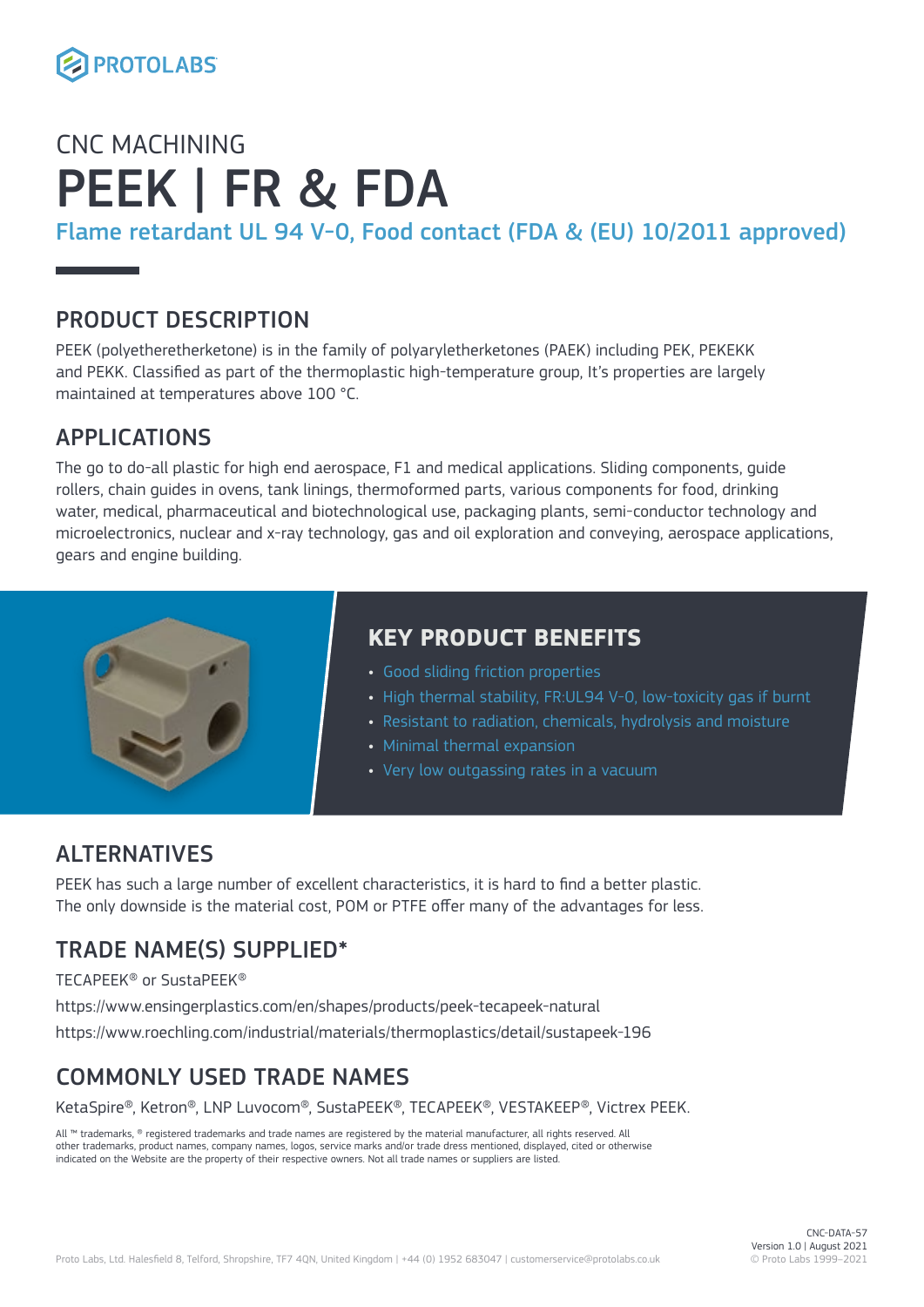PROTOLABS

# CNC MACHINING

# PEEK | FR & FDA

Flame retardant UL 94 V-0, Food contact (FDA & (EU) 10/2011 approved)

## PRODUCT DESCRIPTION

PEEK (polyetheretherketone) is in the family of polyaryletherketones (PAEK) including PEK, PEKEKK and PEKK. Classified as part of the thermoplastic high-temperature group, It's properties are largely maintained at temperatures above 100 °C.

## APPLICATIONS

The go to do-all plastic for high end aerospace, F1 and medical applications. Sliding components, guide rollers, chain guides in ovens, tank linings, thermoformed parts, various components for food, drinking water, medical, pharmaceutical and biotechnological use, packaging plants, semi-conductor technology and microelectronics, nuclear and x-ray technology, gas and oil exploration and conveying, aerospace applications, gears and engine building.

## KEY PRODUCT BENEFITS

- Good sliding friction properties
- High thermal stability, FR:UL94 V-0, low-toxicity gas if burnt
- Resistant to radiation, chemicals, hydrolysis and moisture
- Minimal thermal expansion
- Very low outgassing rates in a vacuum

## ALTERNATIVES

PEEK has such a large number of excellent characteristics, it is hard to find a better plastic. The only downside is the material cost, POM or PTFE offer many of the advantages for less.

## TRADE NAME(S) SUPPLIED*

TECAPEEK® or SustaPEEK®

https://www.ensingerplastics.com/en/shapes/products/peek-tecapeek-natural

https://www.roechling.com/industrial/materials/thermoplastics/detail/sustapeek-196

## COMMONLY USED TRADE NAMES

KetaSpire®, Ketron®, LNP Luvocom®, SustaPEEK®, TECAPEEK®, VESTAKEEP®, Victrex PEEK.

All ™ trademarks, ® registered trademarks and trade names are registered by the material manufacturer, all rights reserved. All other trademarks, product names, company names, logos, service marks and/or trade dress mentioned, displayed, cited or otherwise indicated on the Website are the property of their respective owners. Not all trade names or suppliers are listed.

Proto Labs, Ltd. Halesfield 8, Telford, Shropshire, TF7 4QN, United Kingdom | +44 (0) 1952 683047 | customerservice@protolabs.co.uk

CNC-DATA-57
Version 1.0 | August 2021
© Proto Labs 1999–2021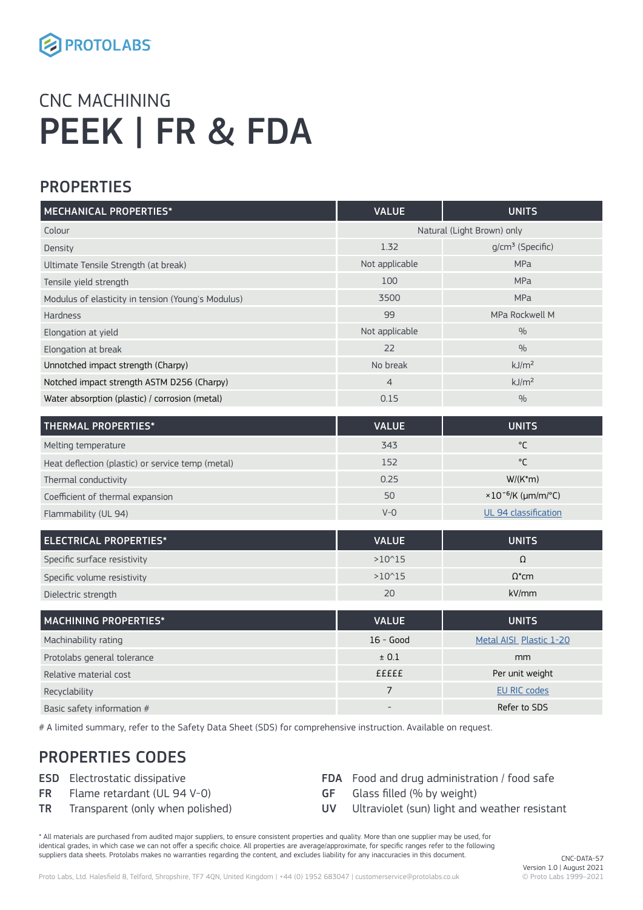PROTOLABS

# CNC MACHINING
# PEEK | FR & FDA

## PROPERTIES

| MECHANICAL PROPERTIES* | VALUE | UNITS |
|---|---|---|
| Colour | Natural (Light Brown) only | |
| Density | 1.32 | g/cm³ (Specific) |
| Ultimate Tensile Strength (at break) | Not applicable | MPa |
| Tensile yield strength | 100 | MPa |
| Modulus of elasticity in tension (Young's Modulus) | 3500 | MPa |
| Hardness | 99 | MPa Rockwell M |
| Elongation at yield | Not applicable | % |
| Elongation at break | 22 | % |
| Unnotched impact strength (Charpy) | No break | kJ/m² |
| Notched impact strength ASTM D256 (Charpy) | 4 | kJ/m² |
| Water absorption (plastic) / corrosion (metal) | 0.15 | % |

| THERMAL PROPERTIES* | VALUE | UNITS |
|---|---|---|
| Melting temperature | 343 | °C |
| Heat deflection (plastic) or service temp (metal) | 152 | °C |
| Thermal conductivity | 0.25 | W/(K*m) |
| Coefficient of thermal expansion | 50 | $\times 10^{-6}$/K (µm/m/°C) |
| Flammability (UL 94) | V-0 | UL 94 classification |

| ELECTRICAL PROPERTIES* | VALUE | UNITS |
|---|---|---|
| Specific surface resistivity | >10^15 | Ω |
| Specific volume resistivity | >10^15 | Ω*cm |
| Dielectric strength | 20 | kV/mm |

| MACHINING PROPERTIES* | VALUE | UNITS |
|---|---|---|
| Machinability rating | 16 - Good | Metal AISI Plastic 1-20 |
| Protolabs general tolerance | ± 0.1 | mm |
| Relative material cost | £££££ | Per unit weight |
| Recyclability | 7 | EU RIC codes |
| Basic safety information # | - | Refer to SDS |

# A limited summary, refer to the Safety Data Sheet (SDS) for comprehensive instruction. Available on request.

## PROPERTIES CODES

- **ESD** Electrostatic dissipative
- **FR** Flame retardant (UL 94 V-0)
- **TR** Transparent (only when polished)
- **FDA** Food and drug administration / food safe
- **GF** Glass filled (% by weight)
- **UV** Ultraviolet (sun) light and weather resistant

* All materials are purchased from audited major suppliers, to ensure consistent properties and quality. More than one supplier may be used, for identical grades, in which case we can not offer a specific choice. All properties are average/approximate, for specific ranges refer to the following suppliers data sheets. Protolabs makes no warranties regarding the content, and excludes liability for any inaccuracies in this document.

CNC-DATA-57
Version 1.0 | August 2021
© Proto Labs 1999–2021

Proto Labs, Ltd. Halesfield 8, Telford, Shropshire, TF7 4QN, United Kingdom | +44 (0) 1952 683047 | customerservice@protolabs.co.uk